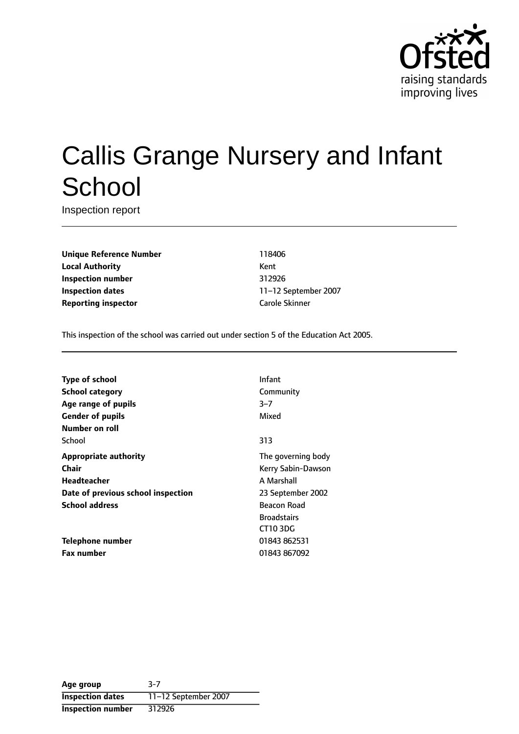# Callis Grange Nursery and Infant School

Inspection report

| | |
|---|---|
| **Unique Reference Number** | 118406 |
| **Local Authority** | Kent |
| **Inspection number** | 312926 |
| **Inspection dates** | 11–12 September 2007 |
| **Reporting inspector** | Carole Skinner |

This inspection of the school was carried out under section 5 of the Education Act 2005.

| | |
|---|---|
| **Type of school** | Infant |
| **School category** | Community |
| **Age range of pupils** | 3–7 |
| **Gender of pupils** | Mixed |
| **Number on roll** | |
| School | 313 |
| **Appropriate authority** | The governing body |
| **Chair** | Kerry Sabin-Dawson |
| **Headteacher** | A Marshall |
| **Date of previous school inspection** | 23 September 2002 |
| **School address** | Beacon Road<br>Broadstairs<br>CT10 3DG |
| **Telephone number** | 01843 862531 |
| **Fax number** | 01843 867092 |

| | |
|---|---|
| **Age group** | 3-7 |
| **Inspection dates** | 11–12 September 2007 |
| **Inspection number** | 312926 |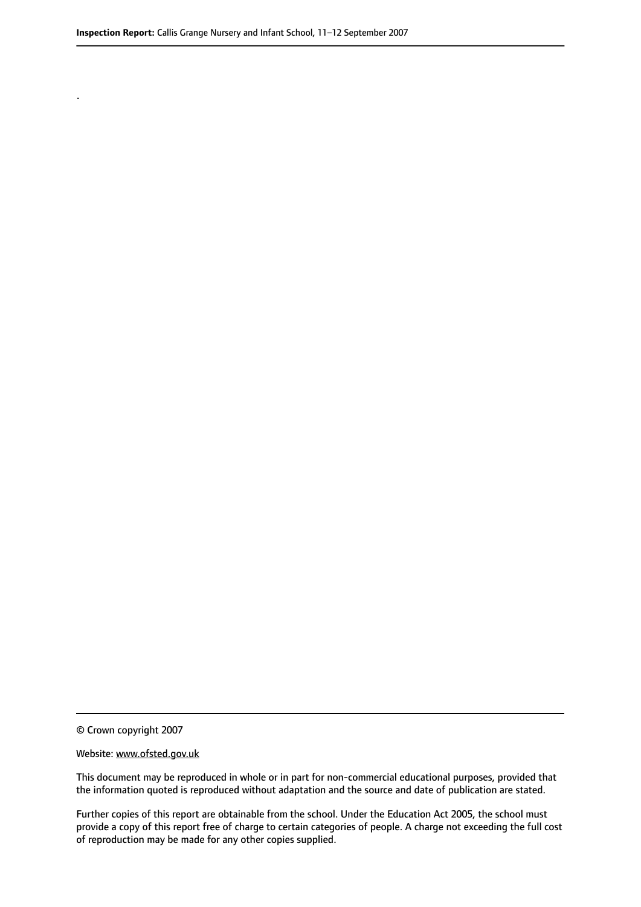.

© Crown copyright 2007

Website: www.ofsted.gov.uk

This document may be reproduced in whole or in part for non-commercial educational purposes, provided that the information quoted is reproduced without adaptation and the source and date of publication are stated.

Further copies of this report are obtainable from the school. Under the Education Act 2005, the school must provide a copy of this report free of charge to certain categories of people. A charge not exceeding the full cost of reproduction may be made for any other copies supplied.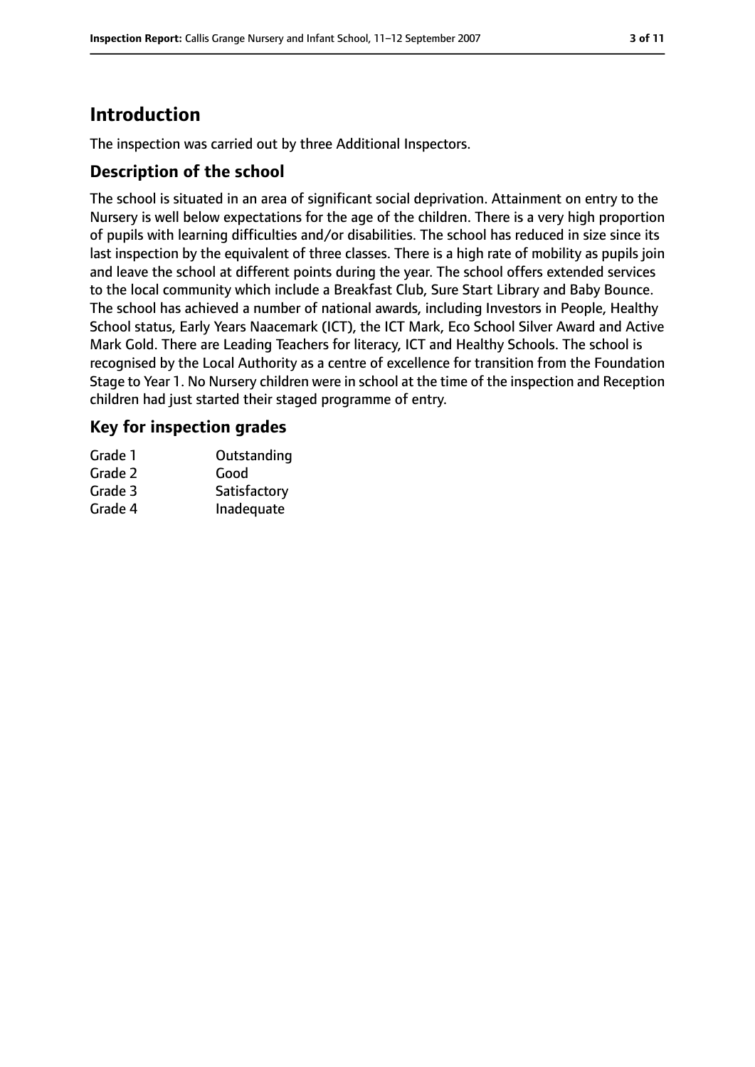# Introduction

The inspection was carried out by three Additional Inspectors.

## Description of the school

The school is situated in an area of significant social deprivation. Attainment on entry to the Nursery is well below expectations for the age of the children. There is a very high proportion of pupils with learning difficulties and/or disabilities. The school has reduced in size since its last inspection by the equivalent of three classes. There is a high rate of mobility as pupils join and leave the school at different points during the year. The school offers extended services to the local community which include a Breakfast Club, Sure Start Library and Baby Bounce. The school has achieved a number of national awards, including Investors in People, Healthy School status, Early Years Naacemark (ICT), the ICT Mark, Eco School Silver Award and Active Mark Gold. There are Leading Teachers for literacy, ICT and Healthy Schools. The school is recognised by the Local Authority as a centre of excellence for transition from the Foundation Stage to Year 1. No Nursery children were in school at the time of the inspection and Reception children had just started their staged programme of entry.

## Key for inspection grades

| | |
|---|---|
| Grade 1 | Outstanding |
| Grade 2 | Good |
| Grade 3 | Satisfactory |
| Grade 4 | Inadequate |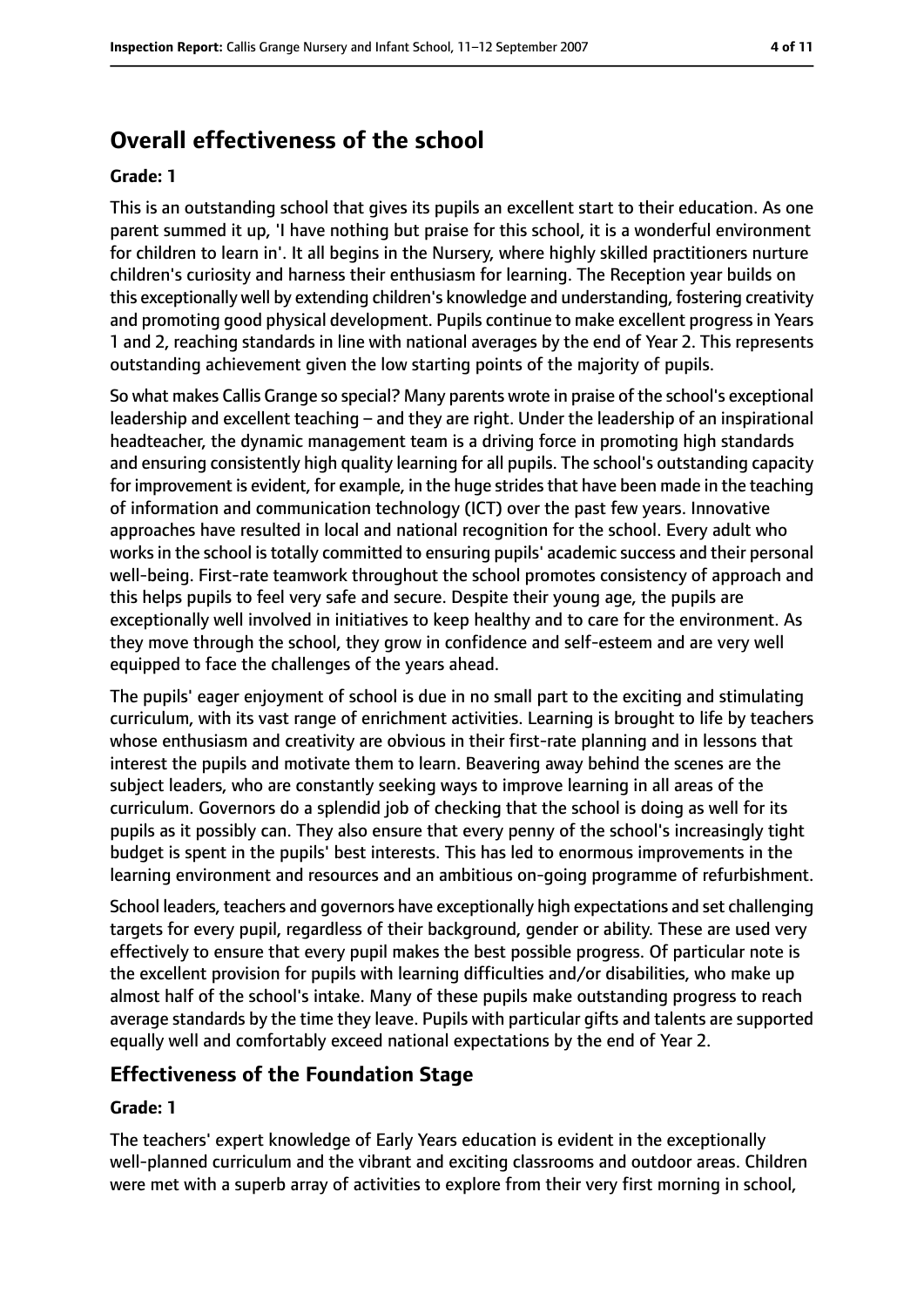## Overall effectiveness of the school

### Grade: 1

This is an outstanding school that gives its pupils an excellent start to their education. As one parent summed it up, 'I have nothing but praise for this school, it is a wonderful environment for children to learn in'. It all begins in the Nursery, where highly skilled practitioners nurture children's curiosity and harness their enthusiasm for learning. The Reception year builds on this exceptionally well by extending children's knowledge and understanding, fostering creativity and promoting good physical development. Pupils continue to make excellent progress in Years 1 and 2, reaching standards in line with national averages by the end of Year 2. This represents outstanding achievement given the low starting points of the majority of pupils.

So what makes Callis Grange so special? Many parents wrote in praise of the school's exceptional leadership and excellent teaching – and they are right. Under the leadership of an inspirational headteacher, the dynamic management team is a driving force in promoting high standards and ensuring consistently high quality learning for all pupils. The school's outstanding capacity for improvement is evident, for example, in the huge strides that have been made in the teaching of information and communication technology (ICT) over the past few years. Innovative approaches have resulted in local and national recognition for the school. Every adult who works in the school is totally committed to ensuring pupils' academic success and their personal well-being. First-rate teamwork throughout the school promotes consistency of approach and this helps pupils to feel very safe and secure. Despite their young age, the pupils are exceptionally well involved in initiatives to keep healthy and to care for the environment. As they move through the school, they grow in confidence and self-esteem and are very well equipped to face the challenges of the years ahead.

The pupils' eager enjoyment of school is due in no small part to the exciting and stimulating curriculum, with its vast range of enrichment activities. Learning is brought to life by teachers whose enthusiasm and creativity are obvious in their first-rate planning and in lessons that interest the pupils and motivate them to learn. Beavering away behind the scenes are the subject leaders, who are constantly seeking ways to improve learning in all areas of the curriculum. Governors do a splendid job of checking that the school is doing as well for its pupils as it possibly can. They also ensure that every penny of the school's increasingly tight budget is spent in the pupils' best interests. This has led to enormous improvements in the learning environment and resources and an ambitious on-going programme of refurbishment.

School leaders, teachers and governors have exceptionally high expectations and set challenging targets for every pupil, regardless of their background, gender or ability. These are used very effectively to ensure that every pupil makes the best possible progress. Of particular note is the excellent provision for pupils with learning difficulties and/or disabilities, who make up almost half of the school's intake. Many of these pupils make outstanding progress to reach average standards by the time they leave. Pupils with particular gifts and talents are supported equally well and comfortably exceed national expectations by the end of Year 2.

## Effectiveness of the Foundation Stage

### Grade: 1

The teachers' expert knowledge of Early Years education is evident in the exceptionally well-planned curriculum and the vibrant and exciting classrooms and outdoor areas. Children were met with a superb array of activities to explore from their very first morning in school,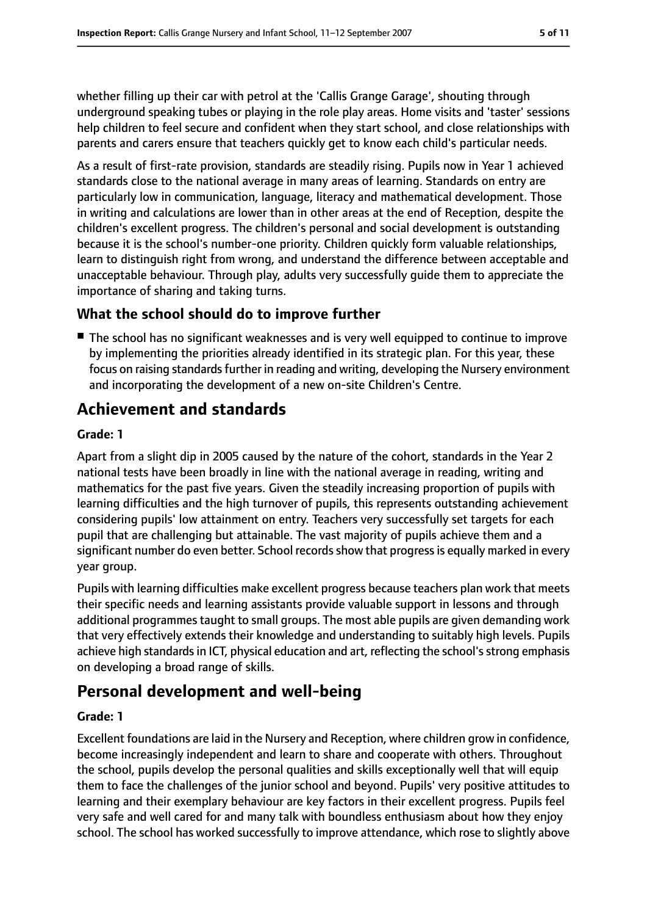whether filling up their car with petrol at the 'Callis Grange Garage', shouting through underground speaking tubes or playing in the role play areas. Home visits and 'taster' sessions help children to feel secure and confident when they start school, and close relationships with parents and carers ensure that teachers quickly get to know each child's particular needs.

As a result of first-rate provision, standards are steadily rising. Pupils now in Year 1 achieved standards close to the national average in many areas of learning. Standards on entry are particularly low in communication, language, literacy and mathematical development. Those in writing and calculations are lower than in other areas at the end of Reception, despite the children's excellent progress. The children's personal and social development is outstanding because it is the school's number-one priority. Children quickly form valuable relationships, learn to distinguish right from wrong, and understand the difference between acceptable and unacceptable behaviour. Through play, adults very successfully guide them to appreciate the importance of sharing and taking turns.

### What the school should do to improve further

- The school has no significant weaknesses and is very well equipped to continue to improve by implementing the priorities already identified in its strategic plan. For this year, these focus on raising standards further in reading and writing, developing the Nursery environment and incorporating the development of a new on-site Children's Centre.

## Achievement and standards

**Grade: 1**

Apart from a slight dip in 2005 caused by the nature of the cohort, standards in the Year 2 national tests have been broadly in line with the national average in reading, writing and mathematics for the past five years. Given the steadily increasing proportion of pupils with learning difficulties and the high turnover of pupils, this represents outstanding achievement considering pupils' low attainment on entry. Teachers very successfully set targets for each pupil that are challenging but attainable. The vast majority of pupils achieve them and a significant number do even better. School records show that progress is equally marked in every year group.

Pupils with learning difficulties make excellent progress because teachers plan work that meets their specific needs and learning assistants provide valuable support in lessons and through additional programmes taught to small groups. The most able pupils are given demanding work that very effectively extends their knowledge and understanding to suitably high levels. Pupils achieve high standards in ICT, physical education and art, reflecting the school's strong emphasis on developing a broad range of skills.

## Personal development and well-being

**Grade: 1**

Excellent foundations are laid in the Nursery and Reception, where children grow in confidence, become increasingly independent and learn to share and cooperate with others. Throughout the school, pupils develop the personal qualities and skills exceptionally well that will equip them to face the challenges of the junior school and beyond. Pupils' very positive attitudes to learning and their exemplary behaviour are key factors in their excellent progress. Pupils feel very safe and well cared for and many talk with boundless enthusiasm about how they enjoy school. The school has worked successfully to improve attendance, which rose to slightly above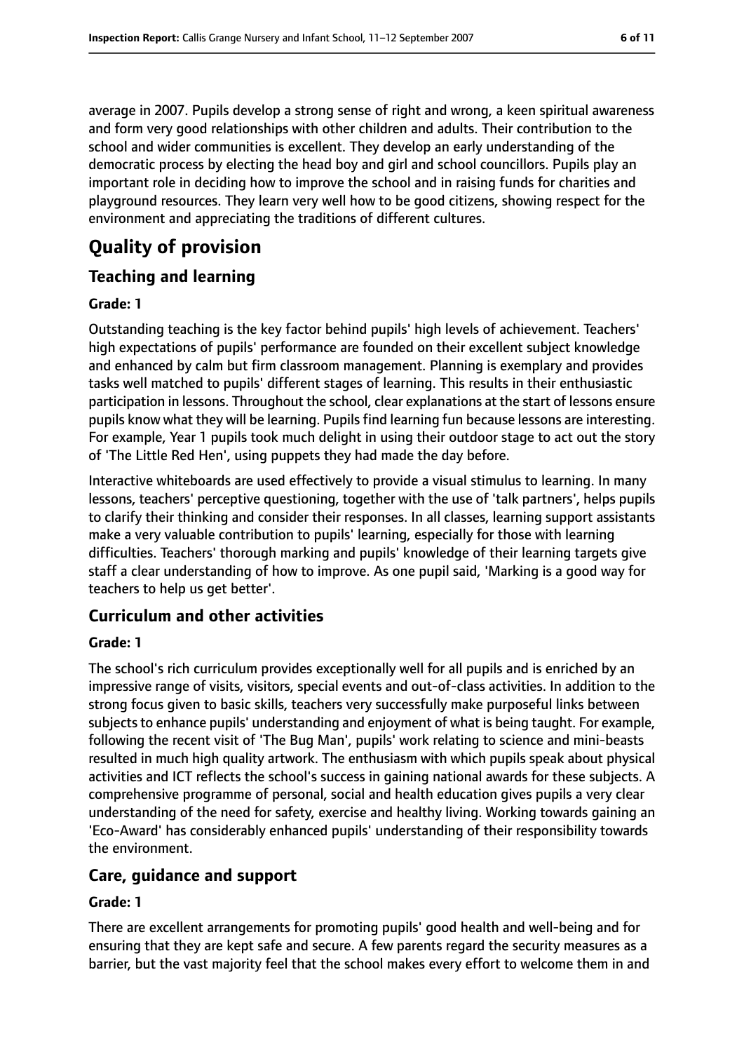average in 2007. Pupils develop a strong sense of right and wrong, a keen spiritual awareness and form very good relationships with other children and adults. Their contribution to the school and wider communities is excellent. They develop an early understanding of the democratic process by electing the head boy and girl and school councillors. Pupils play an important role in deciding how to improve the school and in raising funds for charities and playground resources. They learn very well how to be good citizens, showing respect for the environment and appreciating the traditions of different cultures.

# Quality of provision

## Teaching and learning

#### Grade: 1

Outstanding teaching is the key factor behind pupils' high levels of achievement. Teachers' high expectations of pupils' performance are founded on their excellent subject knowledge and enhanced by calm but firm classroom management. Planning is exemplary and provides tasks well matched to pupils' different stages of learning. This results in their enthusiastic participation in lessons. Throughout the school, clear explanations at the start of lessons ensure pupils know what they will be learning. Pupils find learning fun because lessons are interesting. For example, Year 1 pupils took much delight in using their outdoor stage to act out the story of 'The Little Red Hen', using puppets they had made the day before.

Interactive whiteboards are used effectively to provide a visual stimulus to learning. In many lessons, teachers' perceptive questioning, together with the use of 'talk partners', helps pupils to clarify their thinking and consider their responses. In all classes, learning support assistants make a very valuable contribution to pupils' learning, especially for those with learning difficulties. Teachers' thorough marking and pupils' knowledge of their learning targets give staff a clear understanding of how to improve. As one pupil said, 'Marking is a good way for teachers to help us get better'.

## Curriculum and other activities

#### Grade: 1

The school's rich curriculum provides exceptionally well for all pupils and is enriched by an impressive range of visits, visitors, special events and out-of-class activities. In addition to the strong focus given to basic skills, teachers very successfully make purposeful links between subjects to enhance pupils' understanding and enjoyment of what is being taught. For example, following the recent visit of 'The Bug Man', pupils' work relating to science and mini-beasts resulted in much high quality artwork. The enthusiasm with which pupils speak about physical activities and ICT reflects the school's success in gaining national awards for these subjects. A comprehensive programme of personal, social and health education gives pupils a very clear understanding of the need for safety, exercise and healthy living. Working towards gaining an 'Eco-Award' has considerably enhanced pupils' understanding of their responsibility towards the environment.

## Care, guidance and support

#### Grade: 1

There are excellent arrangements for promoting pupils' good health and well-being and for ensuring that they are kept safe and secure. A few parents regard the security measures as a barrier, but the vast majority feel that the school makes every effort to welcome them in and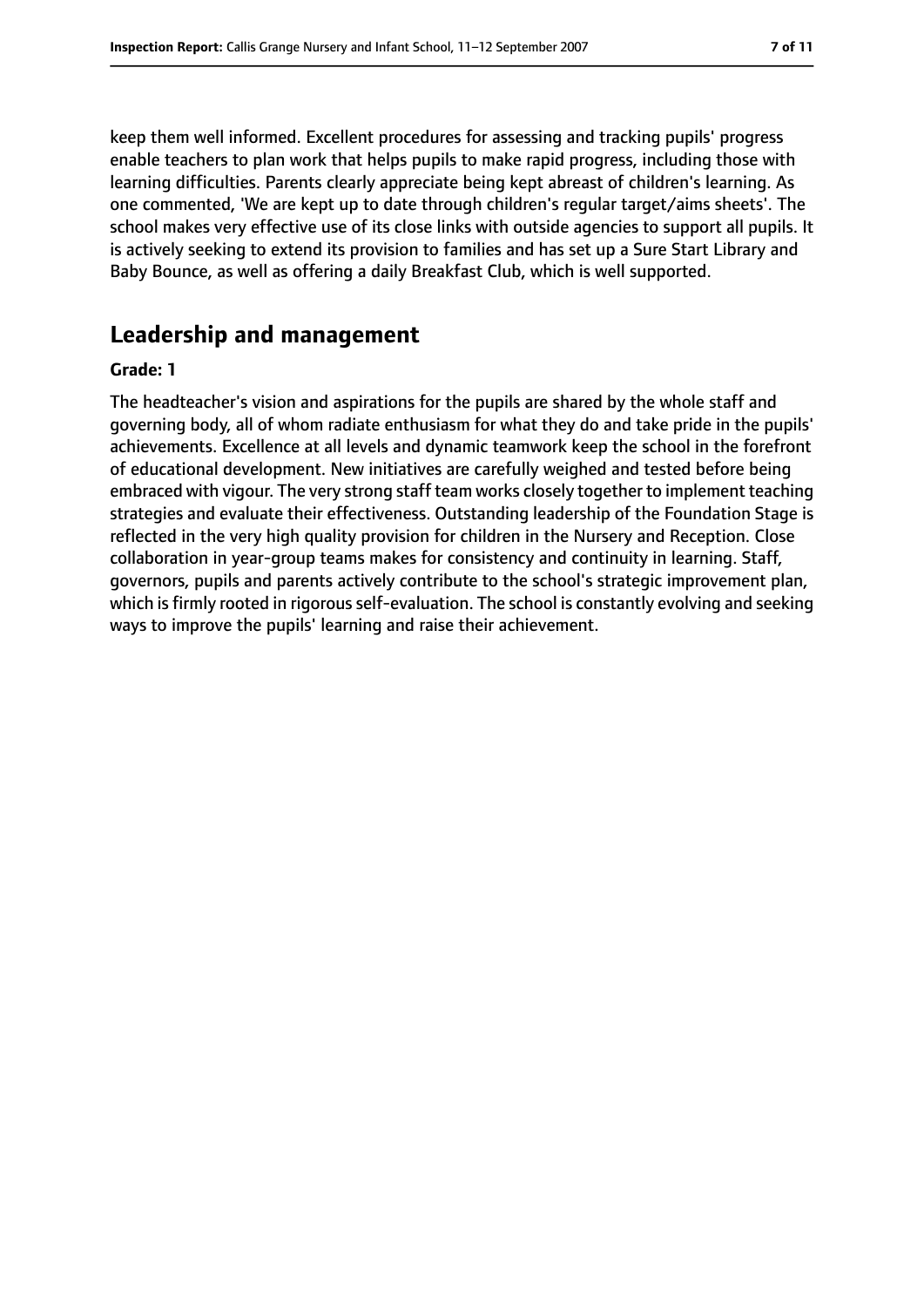keep them well informed. Excellent procedures for assessing and tracking pupils' progress enable teachers to plan work that helps pupils to make rapid progress, including those with learning difficulties. Parents clearly appreciate being kept abreast of children's learning. As one commented, 'We are kept up to date through children's regular target/aims sheets'. The school makes very effective use of its close links with outside agencies to support all pupils. It is actively seeking to extend its provision to families and has set up a Sure Start Library and Baby Bounce, as well as offering a daily Breakfast Club, which is well supported.

## Leadership and management

**Grade: 1**

The headteacher's vision and aspirations for the pupils are shared by the whole staff and governing body, all of whom radiate enthusiasm for what they do and take pride in the pupils' achievements. Excellence at all levels and dynamic teamwork keep the school in the forefront of educational development. New initiatives are carefully weighed and tested before being embraced with vigour. The very strong staff team works closely together to implement teaching strategies and evaluate their effectiveness. Outstanding leadership of the Foundation Stage is reflected in the very high quality provision for children in the Nursery and Reception. Close collaboration in year-group teams makes for consistency and continuity in learning. Staff, governors, pupils and parents actively contribute to the school's strategic improvement plan, which is firmly rooted in rigorous self-evaluation. The school is constantly evolving and seeking ways to improve the pupils' learning and raise their achievement.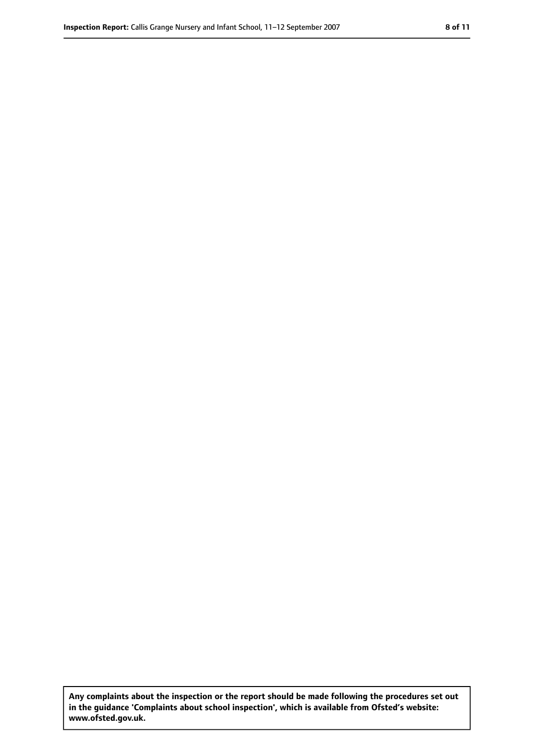**Any complaints about the inspection or the report should be made following the procedures set out in the guidance 'Complaints about school inspection', which is available from Ofsted's website: www.ofsted.gov.uk.**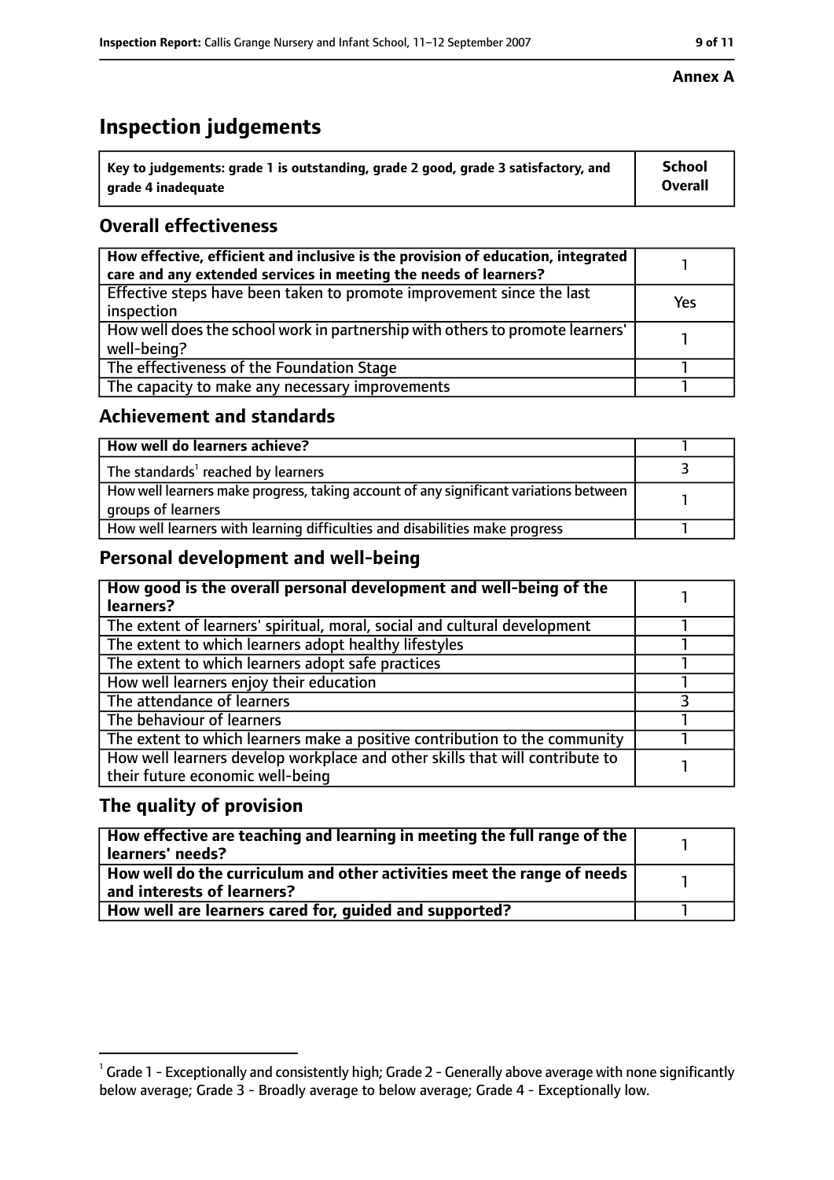**Annex A**

# Inspection judgements

| Key to judgements: grade 1 is outstanding, grade 2 good, grade 3 satisfactory, and grade 4 inadequate | School Overall |
| --- | --- |

## Overall effectiveness

| | |
| --- | --- |
| How effective, efficient and inclusive is the provision of education, integrated care and any extended services in meeting the needs of learners? | 1 |
| Effective steps have been taken to promote improvement since the last inspection | Yes |
| How well does the school work in partnership with others to promote learners' well-being? | 1 |
| The effectiveness of the Foundation Stage | 1 |
| The capacity to make any necessary improvements | 1 |

## Achievement and standards

| | |
| --- | --- |
| How well do learners achieve? | 1 |
| The standards[1] reached by learners | 3 |
| How well learners make progress, taking account of any significant variations between groups of learners | 1 |
| How well learners with learning difficulties and disabilities make progress | 1 |

## Personal development and well-being

| | |
| --- | --- |
| How good is the overall personal development and well-being of the learners? | 1 |
| The extent of learners' spiritual, moral, social and cultural development | 1 |
| The extent to which learners adopt healthy lifestyles | 1 |
| The extent to which learners adopt safe practices | 1 |
| How well learners enjoy their education | 1 |
| The attendance of learners | 3 |
| The behaviour of learners | 1 |
| The extent to which learners make a positive contribution to the community | 1 |
| How well learners develop workplace and other skills that will contribute to their future economic well-being | 1 |

## The quality of provision

| | |
| --- | --- |
| How effective are teaching and learning in meeting the full range of the learners' needs? | 1 |
| How well do the curriculum and other activities meet the range of needs and interests of learners? | 1 |
| How well are learners cared for, guided and supported? | 1 |

[1] Grade 1 - Exceptionally and consistently high; Grade 2 - Generally above average with none significantly below average; Grade 3 - Broadly average to below average; Grade 4 - Exceptionally low.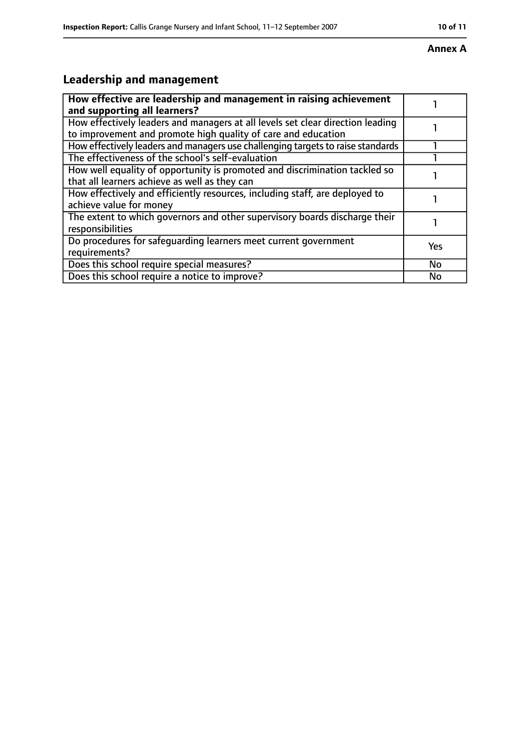**Annex A**

## Leadership and management

| How effective are leadership and management in raising achievement and supporting all learners? | 1 |
|---|---|
| How effectively leaders and managers at all levels set clear direction leading to improvement and promote high quality of care and education | 1 |
| How effectively leaders and managers use challenging targets to raise standards | 1 |
| The effectiveness of the school's self-evaluation | 1 |
| How well equality of opportunity is promoted and discrimination tackled so that all learners achieve as well as they can | 1 |
| How effectively and efficiently resources, including staff, are deployed to achieve value for money | 1 |
| The extent to which governors and other supervisory boards discharge their responsibilities | 1 |
| Do procedures for safeguarding learners meet current government requirements? | Yes |
| Does this school require special measures? | No |
| Does this school require a notice to improve? | No |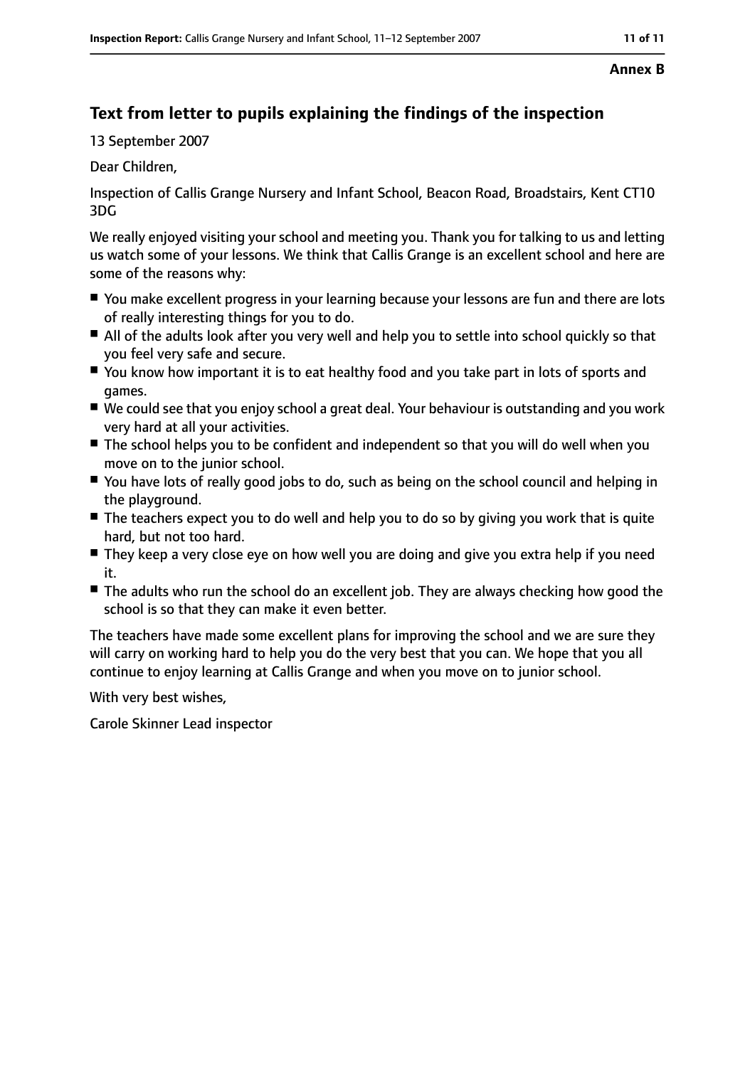**Annex B**

## Text from letter to pupils explaining the findings of the inspection

13 September 2007

Dear Children,

Inspection of Callis Grange Nursery and Infant School, Beacon Road, Broadstairs, Kent CT10 3DG

We really enjoyed visiting your school and meeting you. Thank you for talking to us and letting us watch some of your lessons. We think that Callis Grange is an excellent school and here are some of the reasons why:

- You make excellent progress in your learning because your lessons are fun and there are lots of really interesting things for you to do.
- All of the adults look after you very well and help you to settle into school quickly so that you feel very safe and secure.
- You know how important it is to eat healthy food and you take part in lots of sports and games.
- We could see that you enjoy school a great deal. Your behaviour is outstanding and you work very hard at all your activities.
- The school helps you to be confident and independent so that you will do well when you move on to the junior school.
- You have lots of really good jobs to do, such as being on the school council and helping in the playground.
- The teachers expect you to do well and help you to do so by giving you work that is quite hard, but not too hard.
- They keep a very close eye on how well you are doing and give you extra help if you need it.
- The adults who run the school do an excellent job. They are always checking how good the school is so that they can make it even better.

The teachers have made some excellent plans for improving the school and we are sure they will carry on working hard to help you do the very best that you can. We hope that you all continue to enjoy learning at Callis Grange and when you move on to junior school.

With very best wishes,

Carole Skinner Lead inspector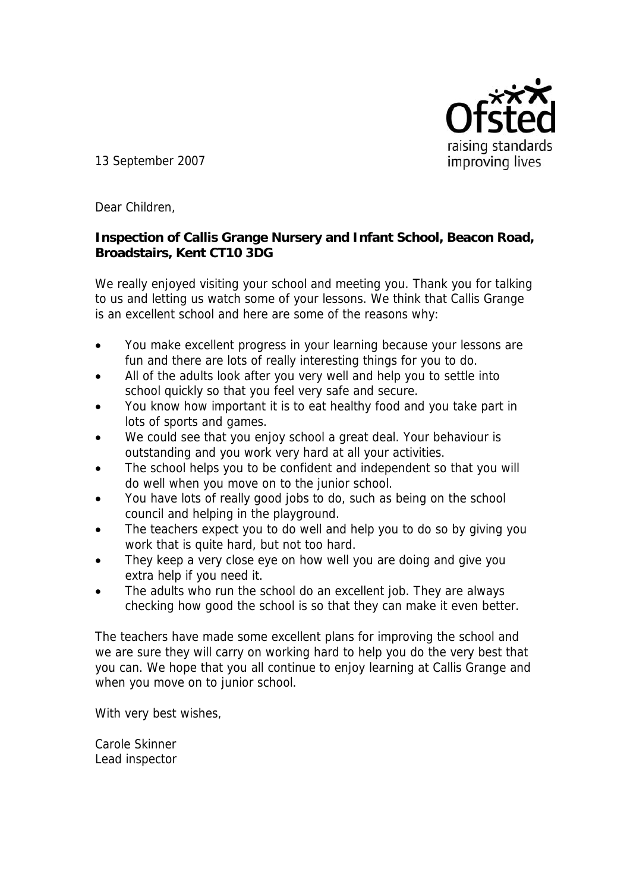13 September 2007

Dear Children,

**Inspection of Callis Grange Nursery and Infant School, Beacon Road, Broadstairs, Kent CT10 3DG**

We really enjoyed visiting your school and meeting you. Thank you for talking to us and letting us watch some of your lessons. We think that Callis Grange is an excellent school and here are some of the reasons why:

- You make excellent progress in your learning because your lessons are fun and there are lots of really interesting things for you to do.
- All of the adults look after you very well and help you to settle into school quickly so that you feel very safe and secure.
- You know how important it is to eat healthy food and you take part in lots of sports and games.
- We could see that you enjoy school a great deal. Your behaviour is outstanding and you work very hard at all your activities.
- The school helps you to be confident and independent so that you will do well when you move on to the junior school.
- You have lots of really good jobs to do, such as being on the school council and helping in the playground.
- The teachers expect you to do well and help you to do so by giving you work that is quite hard, but not too hard.
- They keep a very close eye on how well you are doing and give you extra help if you need it.
- The adults who run the school do an excellent job. They are always checking how good the school is so that they can make it even better.

The teachers have made some excellent plans for improving the school and we are sure they will carry on working hard to help you do the very best that you can. We hope that you all continue to enjoy learning at Callis Grange and when you move on to junior school.

With very best wishes,

Carole Skinner
Lead inspector